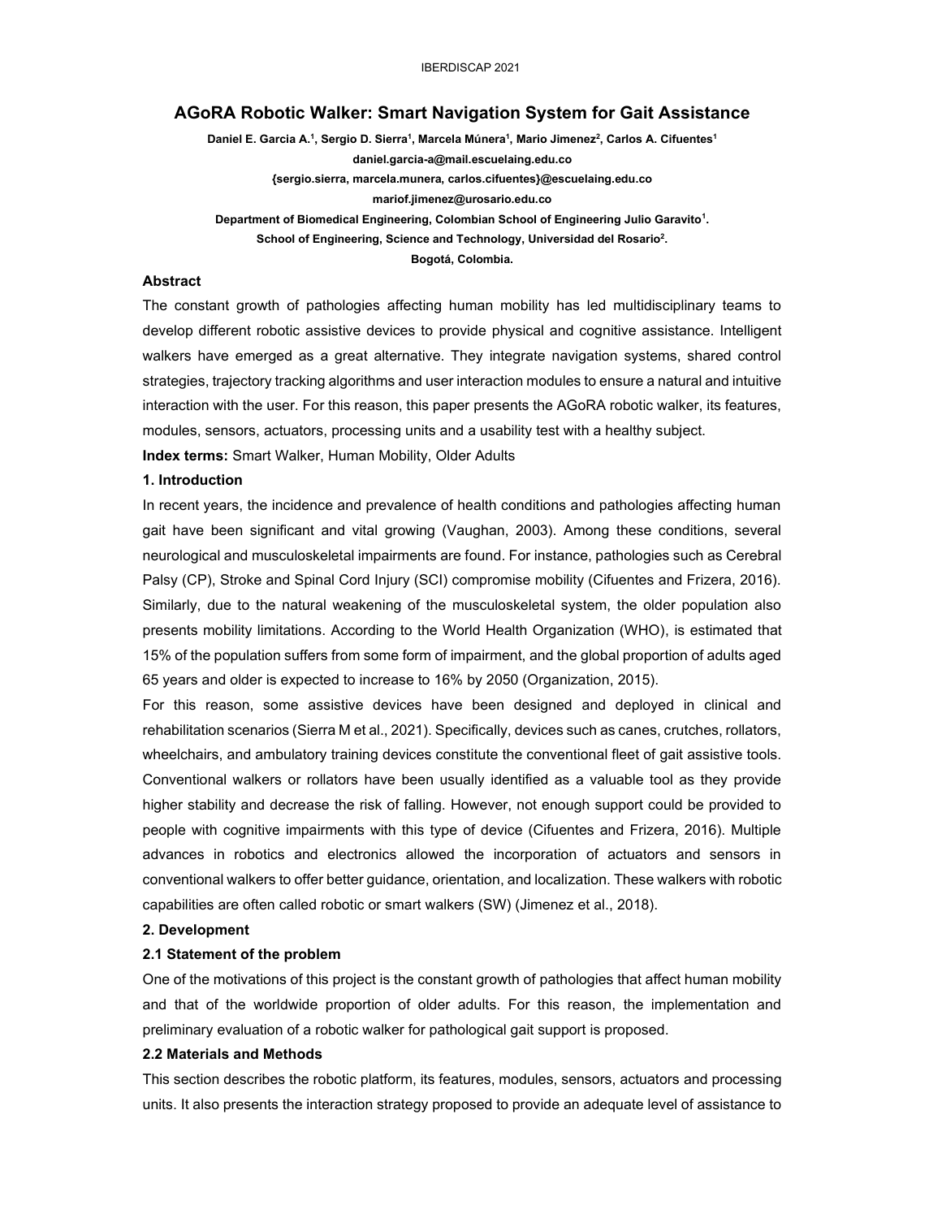# AGoRA Robotic Walker: Smart Navigation System for Gait Assistance

**Daniel E. Garcia A.[1], Sergio D. Sierra[1], Marcela Múnera[1], Mario Jimenez[2], Carlos A. Cifuentes[1]**

**daniel.garcia-a@mail.escuelaing.edu.co**

**{sergio.sierra, marcela.munera, carlos.cifuentes}@escuelaing.edu.co**

**mariof.jimenez@urosario.edu.co**

**Department of Biomedical Engineering, Colombian School of Engineering Julio Garavito[1].**

**School of Engineering, Science and Technology, Universidad del Rosario[2].**

**Bogotá, Colombia.**

### Abstract

The constant growth of pathologies affecting human mobility has led multidisciplinary teams to develop different robotic assistive devices to provide physical and cognitive assistance. Intelligent walkers have emerged as a great alternative. They integrate navigation systems, shared control strategies, trajectory tracking algorithms and user interaction modules to ensure a natural and intuitive interaction with the user. For this reason, this paper presents the AGoRA robotic walker, its features, modules, sensors, actuators, processing units and a usability test with a healthy subject.

**Index terms:** Smart Walker, Human Mobility, Older Adults

### 1. Introduction

In recent years, the incidence and prevalence of health conditions and pathologies affecting human gait have been significant and vital growing (Vaughan, 2003). Among these conditions, several neurological and musculoskeletal impairments are found. For instance, pathologies such as Cerebral Palsy (CP), Stroke and Spinal Cord Injury (SCI) compromise mobility (Cifuentes and Frizera, 2016). Similarly, due to the natural weakening of the musculoskeletal system, the older population also presents mobility limitations. According to the World Health Organization (WHO), is estimated that 15% of the population suffers from some form of impairment, and the global proportion of adults aged 65 years and older is expected to increase to 16% by 2050 (Organization, 2015).

For this reason, some assistive devices have been designed and deployed in clinical and rehabilitation scenarios (Sierra M et al., 2021). Specifically, devices such as canes, crutches, rollators, wheelchairs, and ambulatory training devices constitute the conventional fleet of gait assistive tools. Conventional walkers or rollators have been usually identified as a valuable tool as they provide higher stability and decrease the risk of falling. However, not enough support could be provided to people with cognitive impairments with this type of device (Cifuentes and Frizera, 2016). Multiple advances in robotics and electronics allowed the incorporation of actuators and sensors in conventional walkers to offer better guidance, orientation, and localization. These walkers with robotic capabilities are often called robotic or smart walkers (SW) (Jimenez et al., 2018).

### 2. Development

#### 2.1 Statement of the problem

One of the motivations of this project is the constant growth of pathologies that affect human mobility and that of the worldwide proportion of older adults. For this reason, the implementation and preliminary evaluation of a robotic walker for pathological gait support is proposed.

#### 2.2 Materials and Methods

This section describes the robotic platform, its features, modules, sensors, actuators and processing units. It also presents the interaction strategy proposed to provide an adequate level of assistance to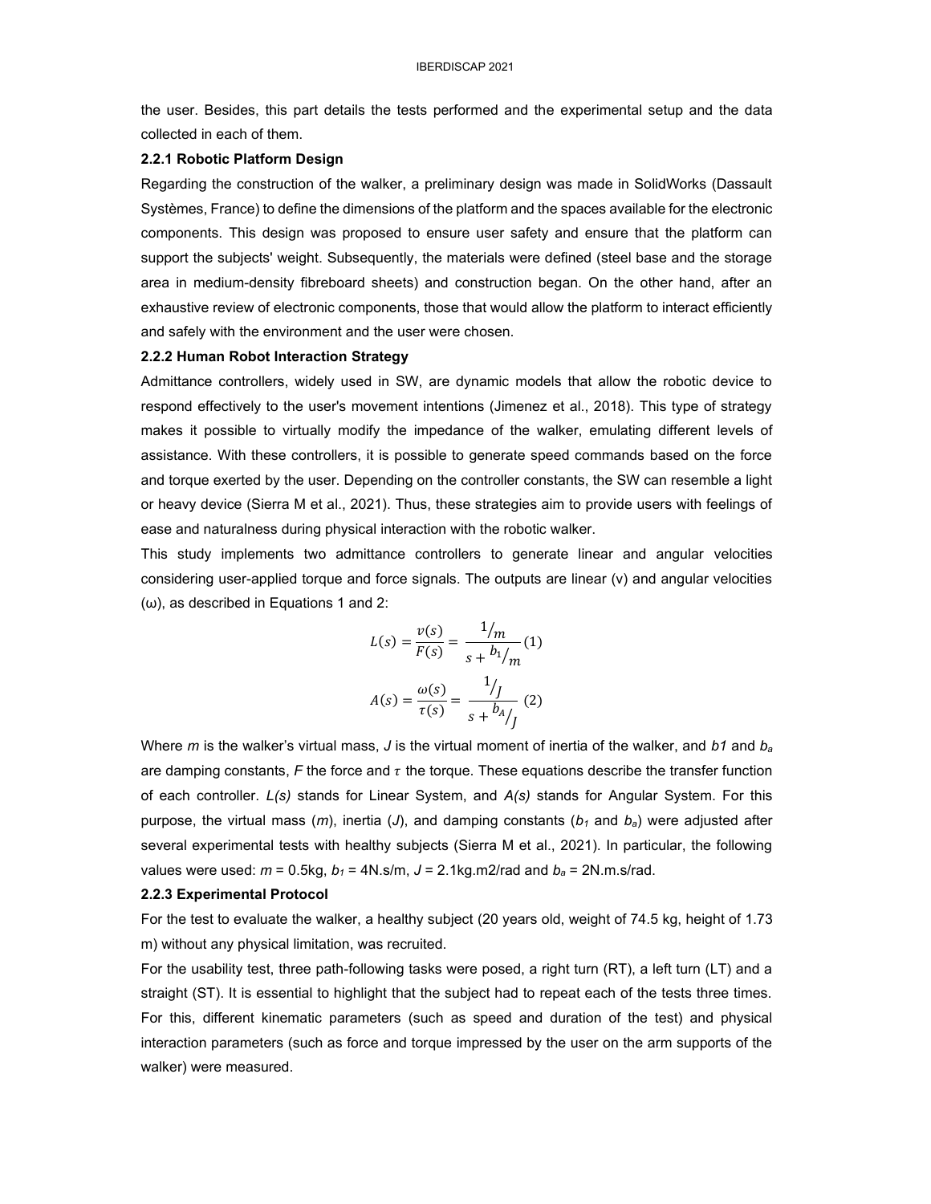the user. Besides, this part details the tests performed and the experimental setup and the data collected in each of them.

### 2.2.1 Robotic Platform Design

Regarding the construction of the walker, a preliminary design was made in SolidWorks (Dassault Systèmes, France) to define the dimensions of the platform and the spaces available for the electronic components. This design was proposed to ensure user safety and ensure that the platform can support the subjects' weight. Subsequently, the materials were defined (steel base and the storage area in medium-density fibreboard sheets) and construction began. On the other hand, after an exhaustive review of electronic components, those that would allow the platform to interact efficiently and safely with the environment and the user were chosen.

### 2.2.2 Human Robot Interaction Strategy

Admittance controllers, widely used in SW, are dynamic models that allow the robotic device to respond effectively to the user's movement intentions (Jimenez et al., 2018). This type of strategy makes it possible to virtually modify the impedance of the walker, emulating different levels of assistance. With these controllers, it is possible to generate speed commands based on the force and torque exerted by the user. Depending on the controller constants, the SW can resemble a light or heavy device (Sierra M et al., 2021). Thus, these strategies aim to provide users with feelings of ease and naturalness during physical interaction with the robotic walker.

This study implements two admittance controllers to generate linear and angular velocities considering user-applied torque and force signals. The outputs are linear (v) and angular velocities (ω), as described in Equations 1 and 2:

$$L(s) = \frac{v(s)}{F(s)} = \frac{1/m}{s + b_1/m} \quad (1)$$

$$A(s) = \frac{\omega(s)}{\tau(s)} = \frac{1/J}{s + b_A/J} \quad (2)$$

Where $m$ is the walker's virtual mass, $J$ is the virtual moment of inertia of the walker, and $b1$ and $b_a$ are damping constants, $F$ the force and $\tau$ the torque. These equations describe the transfer function of each controller. *L(s)* stands for Linear System, and *A(s)* stands for Angular System. For this purpose, the virtual mass ($m$), inertia ($J$), and damping constants ($b_1$ and $b_a$) were adjusted after several experimental tests with healthy subjects (Sierra M et al., 2021). In particular, the following values were used: $m$ = 0.5kg, $b_1$ = 4N.s/m, $J$ = 2.1kg.m2/rad and $b_a$ = 2N.m.s/rad.

### 2.2.3 Experimental Protocol

For the test to evaluate the walker, a healthy subject (20 years old, weight of 74.5 kg, height of 1.73 m) without any physical limitation, was recruited.

For the usability test, three path-following tasks were posed, a right turn (RT), a left turn (LT) and a straight (ST). It is essential to highlight that the subject had to repeat each of the tests three times. For this, different kinematic parameters (such as speed and duration of the test) and physical interaction parameters (such as force and torque impressed by the user on the arm supports of the walker) were measured.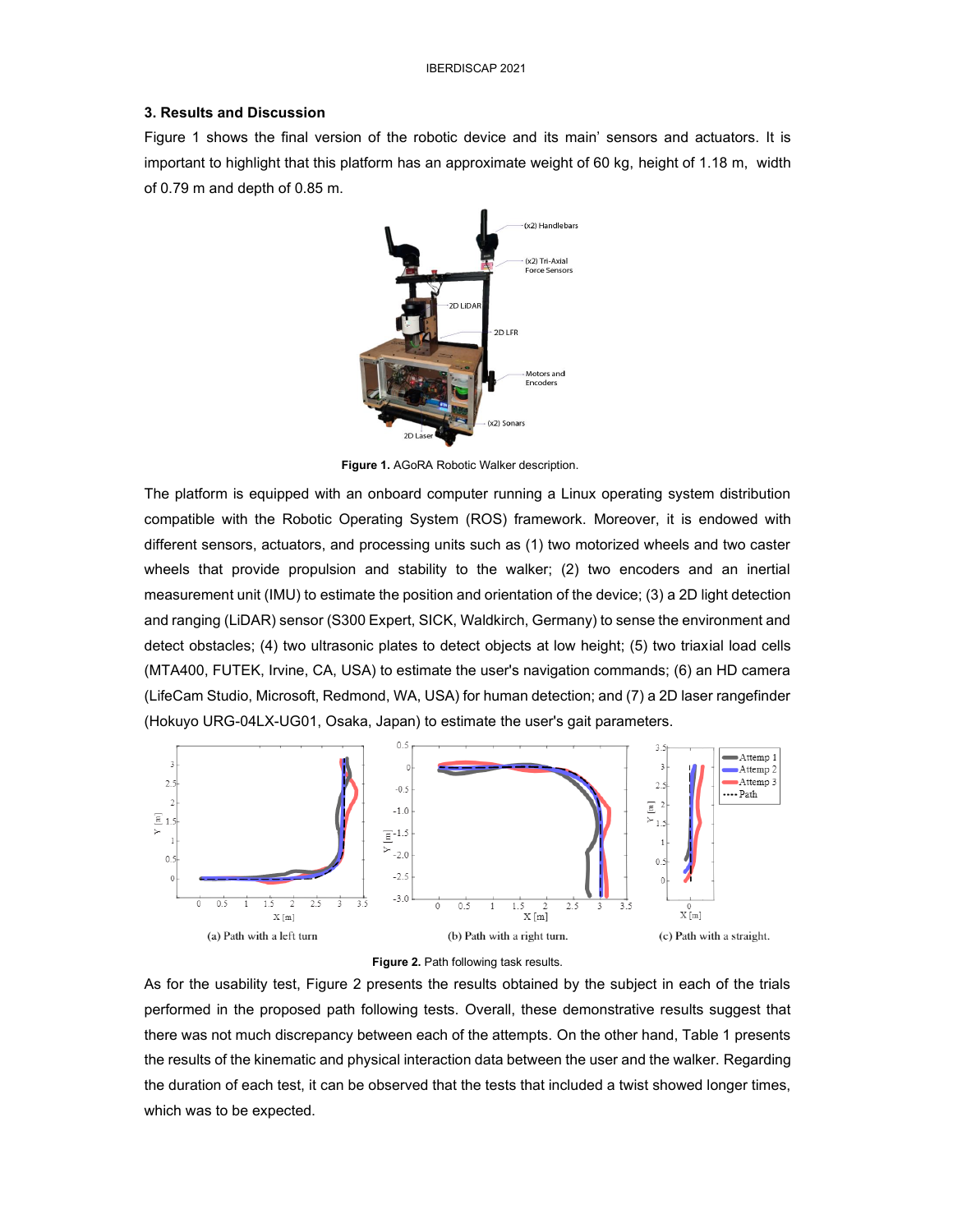## 3. Results and Discussion

Figure 1 shows the final version of the robotic device and its main' sensors and actuators. It is important to highlight that this platform has an approximate weight of 60 kg, height of 1.18 m, width of 0.79 m and depth of 0.85 m.

**Figure 1.** AGoRA Robotic Walker description.

The platform is equipped with an onboard computer running a Linux operating system distribution compatible with the Robotic Operating System (ROS) framework. Moreover, it is endowed with different sensors, actuators, and processing units such as (1) two motorized wheels and two caster wheels that provide propulsion and stability to the walker; (2) two encoders and an inertial measurement unit (IMU) to estimate the position and orientation of the device; (3) a 2D light detection and ranging (LiDAR) sensor (S300 Expert, SICK, Waldkirch, Germany) to sense the environment and detect obstacles; (4) two ultrasonic plates to detect objects at low height; (5) two triaxial load cells (MTA400, FUTEK, Irvine, CA, USA) to estimate the user's navigation commands; (6) an HD camera (LifeCam Studio, Microsoft, Redmond, WA, USA) for human detection; and (7) a 2D laser rangefinder (Hokuyo URG-04LX-UG01, Osaka, Japan) to estimate the user's gait parameters.

(a) Path with a left turn (b) Path with a right turn. (c) Path with a straight.

**Figure 2.** Path following task results.

As for the usability test, Figure 2 presents the results obtained by the subject in each of the trials performed in the proposed path following tests. Overall, these demonstrative results suggest that there was not much discrepancy between each of the attempts. On the other hand, Table 1 presents the results of the kinematic and physical interaction data between the user and the walker. Regarding the duration of each test, it can be observed that the tests that included a twist showed longer times, which was to be expected.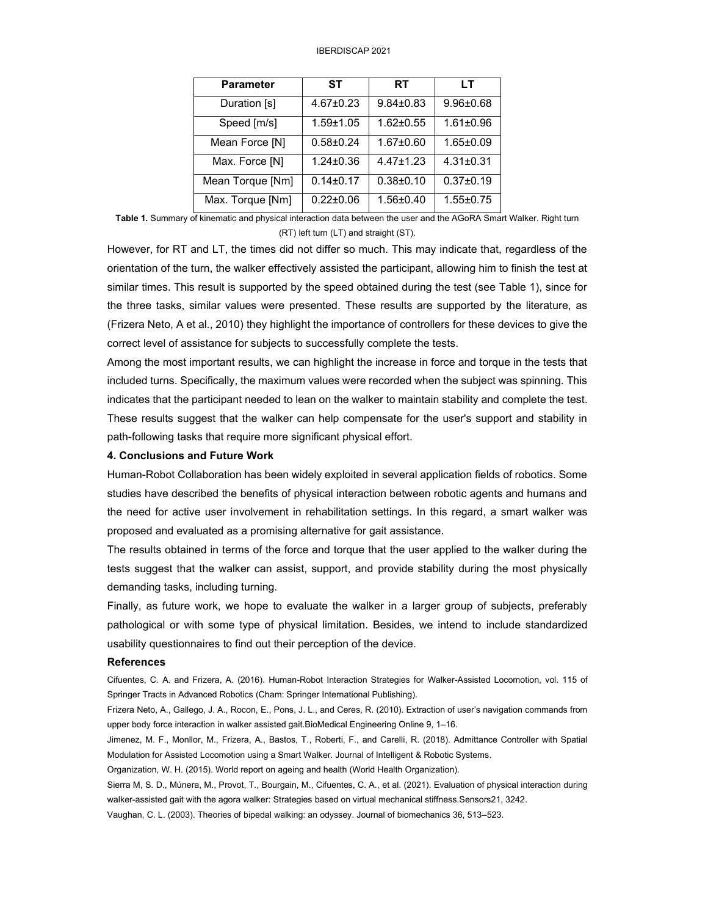| Parameter | ST | RT | LT |
|---|---|---|---|
| Duration [s] | 4.67±0.23 | 9.84±0.83 | 9.96±0.68 |
| Speed [m/s] | 1.59±1.05 | 1.62±0.55 | 1.61±0.96 |
| Mean Force [N] | 0.58±0.24 | 1.67±0.60 | 1.65±0.09 |
| Max. Force [N] | 1.24±0.36 | 4.47±1.23 | 4.31±0.31 |
| Mean Torque [Nm] | 0.14±0.17 | 0.38±0.10 | 0.37±0.19 |
| Max. Torque [Nm] | 0.22±0.06 | 1.56±0.40 | 1.55±0.75 |

**Table 1.** Summary of kinematic and physical interaction data between the user and the AGoRA Smart Walker. Right turn (RT) left turn (LT) and straight (ST).

However, for RT and LT, the times did not differ so much. This may indicate that, regardless of the orientation of the turn, the walker effectively assisted the participant, allowing him to finish the test at similar times. This result is supported by the speed obtained during the test (see Table 1), since for the three tasks, similar values were presented. These results are supported by the literature, as (Frizera Neto, A et al., 2010) they highlight the importance of controllers for these devices to give the correct level of assistance for subjects to successfully complete the tests.

Among the most important results, we can highlight the increase in force and torque in the tests that included turns. Specifically, the maximum values were recorded when the subject was spinning. This indicates that the participant needed to lean on the walker to maintain stability and complete the test. These results suggest that the walker can help compensate for the user's support and stability in path-following tasks that require more significant physical effort.

## 4. Conclusions and Future Work

Human-Robot Collaboration has been widely exploited in several application fields of robotics. Some studies have described the benefits of physical interaction between robotic agents and humans and the need for active user involvement in rehabilitation settings. In this regard, a smart walker was proposed and evaluated as a promising alternative for gait assistance.

The results obtained in terms of the force and torque that the user applied to the walker during the tests suggest that the walker can assist, support, and provide stability during the most physically demanding tasks, including turning.

Finally, as future work, we hope to evaluate the walker in a larger group of subjects, preferably pathological or with some type of physical limitation. Besides, we intend to include standardized usability questionnaires to find out their perception of the device.

## References

Cifuentes, C. A. and Frizera, A. (2016). Human-Robot Interaction Strategies for Walker-Assisted Locomotion, vol. 115 of Springer Tracts in Advanced Robotics (Cham: Springer International Publishing).

Frizera Neto, A., Gallego, J. A., Rocon, E., Pons, J. L., and Ceres, R. (2010). Extraction of user's navigation commands from upper body force interaction in walker assisted gait.BioMedical Engineering Online 9, 1–16.

Jimenez, M. F., Monllor, M., Frizera, A., Bastos, T., Roberti, F., and Carelli, R. (2018). Admittance Controller with Spatial Modulation for Assisted Locomotion using a Smart Walker. Journal of Intelligent & Robotic Systems.

Organization, W. H. (2015). World report on ageing and health (World Health Organization).

Sierra M, S. D., Múnera, M., Provot, T., Bourgain, M., Cifuentes, C. A., et al. (2021). Evaluation of physical interaction during walker-assisted gait with the agora walker: Strategies based on virtual mechanical stiffness.Sensors21, 3242.

Vaughan, C. L. (2003). Theories of bipedal walking: an odyssey. Journal of biomechanics 36, 513–523.